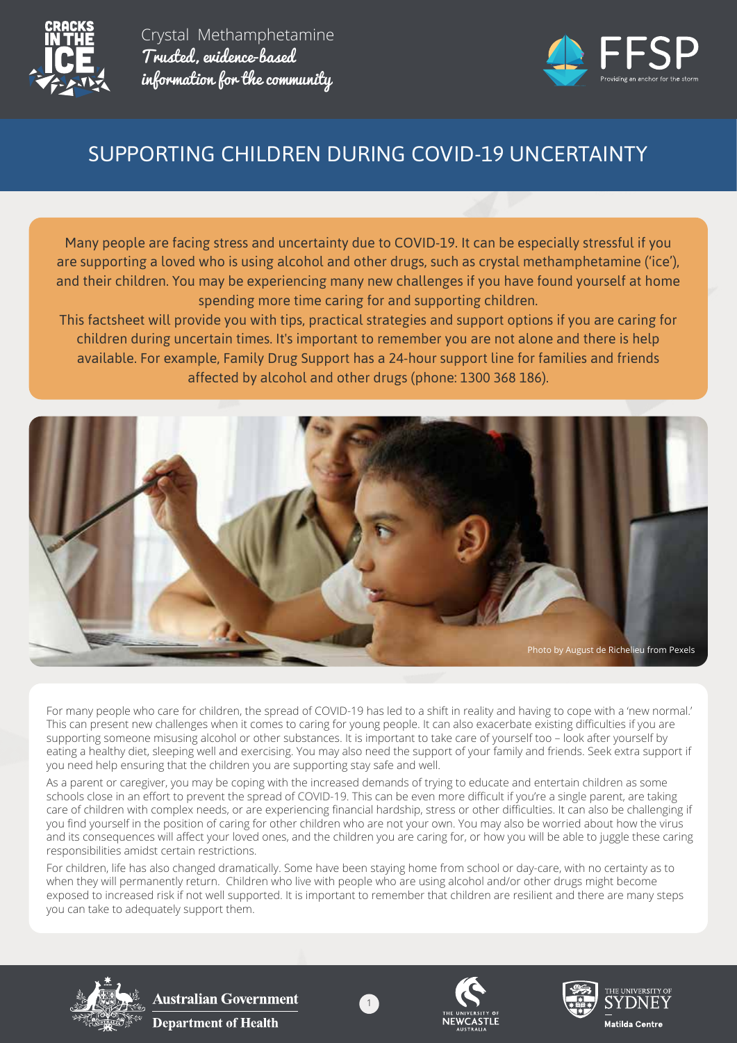Crystal Methamphetamine

*Trusted, evidence-based information for the community*

# SUPPORTING CHILDREN DURING COVID-19 UNCERTAINTY

Many people are facing stress and uncertainty due to COVID-19. It can be especially stressful if you are supporting a loved who is using alcohol and other drugs, such as crystal methamphetamine ('ice'), and their children. You may be experiencing many new challenges if you have found yourself at home spending more time caring for and supporting children.

This factsheet will provide you with tips, practical strategies and support options if you are caring for children during uncertain times. It's important to remember you are not alone and there is help available. For example, Family Drug Support has a 24-hour support line for families and friends affected by alcohol and other drugs (phone: 1300 368 186).

Photo by August de Richelieu from Pexels

For many people who care for children, the spread of COVID-19 has led to a shift in reality and having to cope with a 'new normal.' This can present new challenges when it comes to caring for young people. It can also exacerbate existing difficulties if you are supporting someone misusing alcohol or other substances. It is important to take care of yourself too – look after yourself by eating a healthy diet, sleeping well and exercising. You may also need the support of your family and friends. Seek extra support if you need help ensuring that the children you are supporting stay safe and well.

As a parent or caregiver, you may be coping with the increased demands of trying to educate and entertain children as some schools close in an effort to prevent the spread of COVID-19. This can be even more difficult if you're a single parent, are taking care of children with complex needs, or are experiencing financial hardship, stress or other difficulties. It can also be challenging if you find yourself in the position of caring for other children who are not your own. You may also be worried about how the virus and its consequences will affect your loved ones, and the children you are caring for, or how you will be able to juggle these caring responsibilities amidst certain restrictions.

For children, life has also changed dramatically. Some have been staying home from school or day-care, with no certainty as to when they will permanently return. Children who live with people who are using alcohol and/or other drugs might become exposed to increased risk if not well supported. It is important to remember that children are resilient and there are many steps you can take to adequately support them.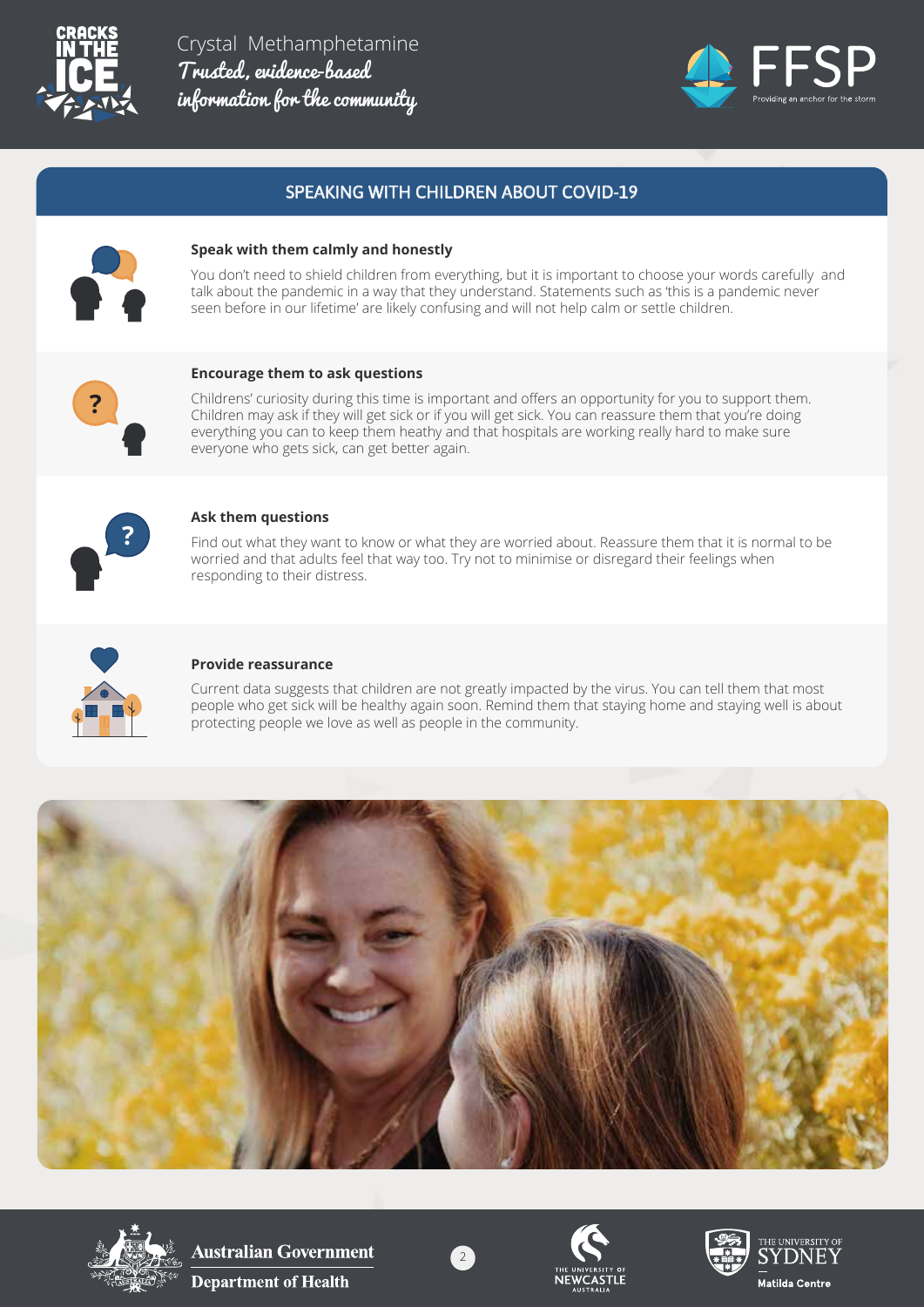## SPEAKING WITH CHILDREN ABOUT COVID-19

### Speak with them calmly and honestly

You don't need to shield children from everything, but it is important to choose your words carefully and talk about the pandemic in a way that they understand. Statements such as 'this is a pandemic never seen before in our lifetime' are likely confusing and will not help calm or settle children.

### Encourage them to ask questions

Childrens' curiosity during this time is important and offers an opportunity for you to support them. Children may ask if they will get sick or if you will get sick. You can reassure them that you're doing everything you can to keep them heathy and that hospitals are working really hard to make sure everyone who gets sick, can get better again.

### Ask them questions

Find out what they want to know or what they are worried about. Reassure them that it is normal to be worried and that adults feel that way too. Try not to minimise or disregard their feelings when responding to their distress.

### Provide reassurance

Current data suggests that children are not greatly impacted by the virus. You can tell them that most people who get sick will be healthy again soon. Remind them that staying home and staying well is about protecting people we love as well as people in the community.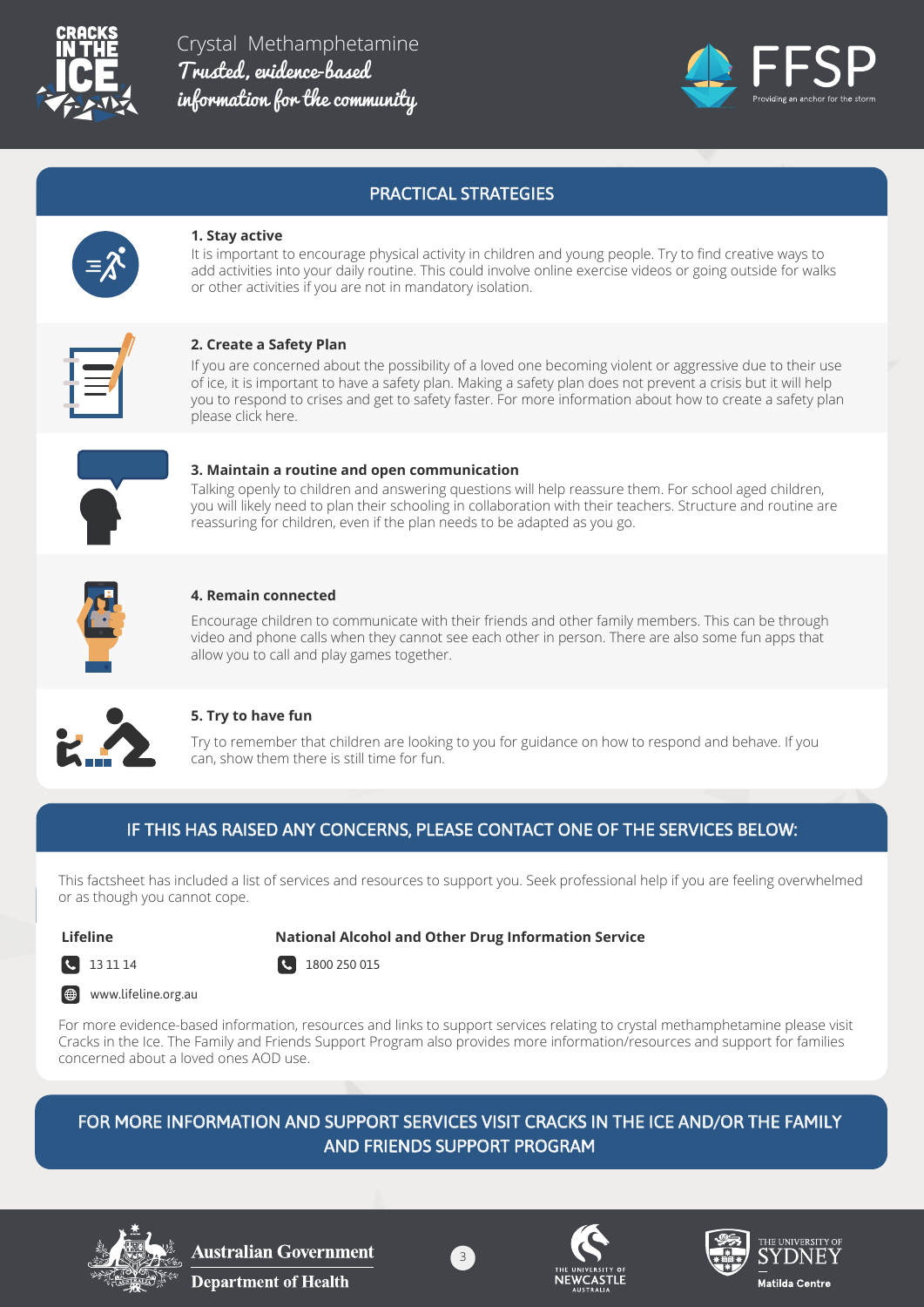Crystal Methamphetamine

*Trusted, evidence-based information for the community*

## PRACTICAL STRATEGIES

### 1. Stay active

It is important to encourage physical activity in children and young people. Try to find creative ways to add activities into your daily routine. This could involve online exercise videos or going outside for walks or other activities if you are not in mandatory isolation.

### 2. Create a Safety Plan

If you are concerned about the possibility of a loved one becoming violent or aggressive due to their use of ice, it is important to have a safety plan. Making a safety plan does not prevent a crisis but it will help you to respond to crises and get to safety faster. For more information about how to create a safety plan please click here.

### 3. Maintain a routine and open communication

Talking openly to children and answering questions will help reassure them. For school aged children, you will likely need to plan their schooling in collaboration with their teachers. Structure and routine are reassuring for children, even if the plan needs to be adapted as you go.

### 4. Remain connected

Encourage children to communicate with their friends and other family members. This can be through video and phone calls when they cannot see each other in person. There are also some fun apps that allow you to call and play games together.

### 5. Try to have fun

Try to remember that children are looking to you for guidance on how to respond and behave. If you can, show them there is still time for fun.

## IF THIS HAS RAISED ANY CONCERNS, PLEASE CONTACT ONE OF THE SERVICES BELOW:

This factsheet has included a list of services and resources to support you. Seek professional help if you are feeling overwhelmed or as though you cannot cope.

**Lifeline**

13 11 14

www.lifeline.org.au

**National Alcohol and Other Drug Information Service**

1800 250 015

For more evidence-based information, resources and links to support services relating to crystal methamphetamine please visit Cracks in the Ice. The Family and Friends Support Program also provides more information/resources and support for families concerned about a loved ones AOD use.

## FOR MORE INFORMATION AND SUPPORT SERVICES VISIT CRACKS IN THE ICE AND/OR THE FAMILY AND FRIENDS SUPPORT PROGRAM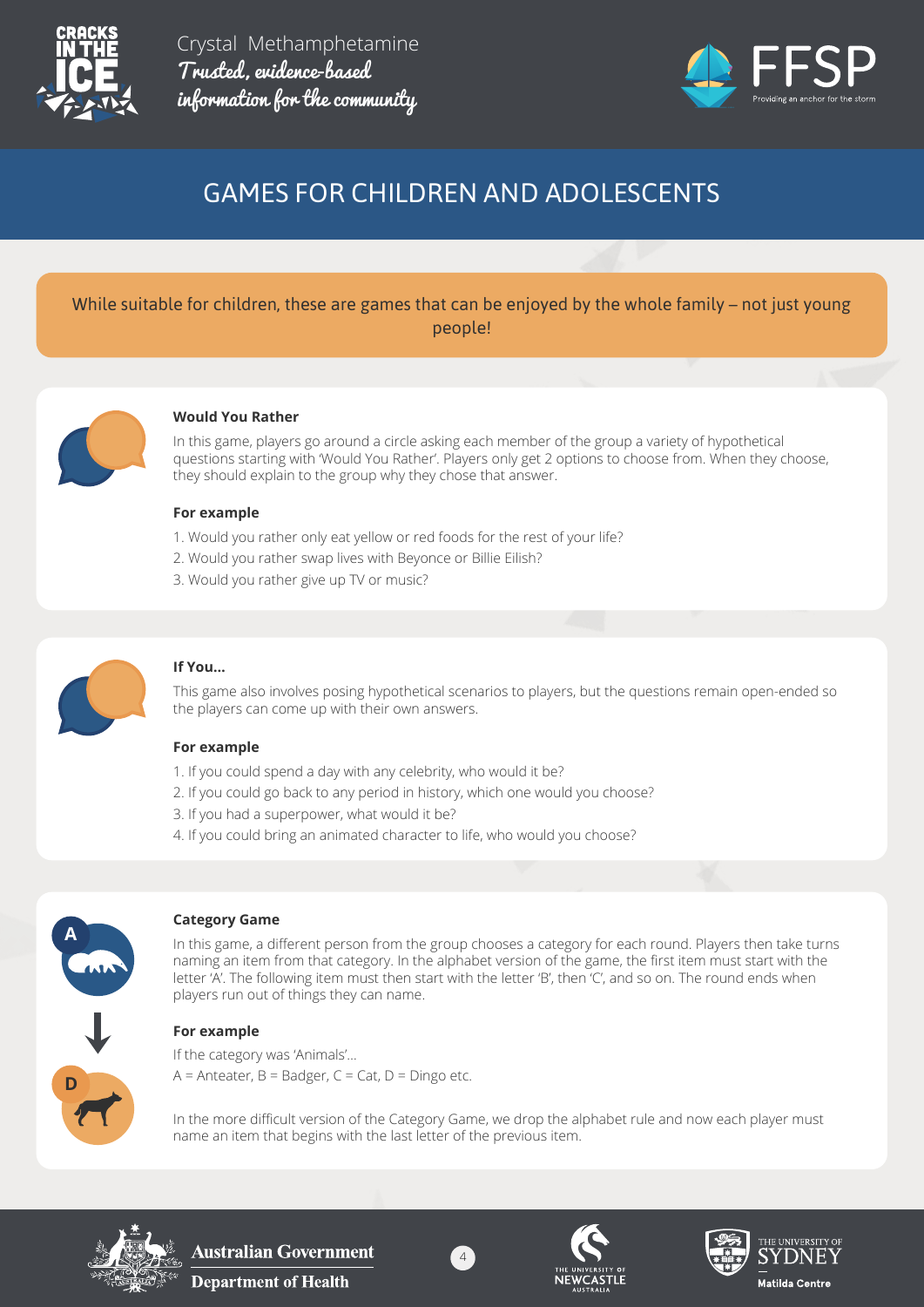Crystal Methamphetamine
*Trusted, evidence-based information for the community*

# GAMES FOR CHILDREN AND ADOLESCENTS

While suitable for children, these are games that can be enjoyed by the whole family – not just young people!

### Would You Rather

In this game, players go around a circle asking each member of the group a variety of hypothetical questions starting with 'Would You Rather'. Players only get 2 options to choose from. When they choose, they should explain to the group why they chose that answer.

**For example**

1. Would you rather only eat yellow or red foods for the rest of your life?
2. Would you rather swap lives with Beyonce or Billie Eilish?
3. Would you rather give up TV or music?

### If You…

This game also involves posing hypothetical scenarios to players, but the questions remain open-ended so the players can come up with their own answers.

**For example**

1. If you could spend a day with any celebrity, who would it be?
2. If you could go back to any period in history, which one would you choose?
3. If you had a superpower, what would it be?
4. If you could bring an animated character to life, who would you choose?

### Category Game

In this game, a different person from the group chooses a category for each round. Players then take turns naming an item from that category. In the alphabet version of the game, the first item must start with the letter 'A'. The following item must then start with the letter 'B', then 'C', and so on. The round ends when players run out of things they can name.

**For example**

If the category was 'Animals'…
A = Anteater, B = Badger, C = Cat, D = Dingo etc.

In the more difficult version of the Category Game, we drop the alphabet rule and now each player must name an item that begins with the last letter of the previous item.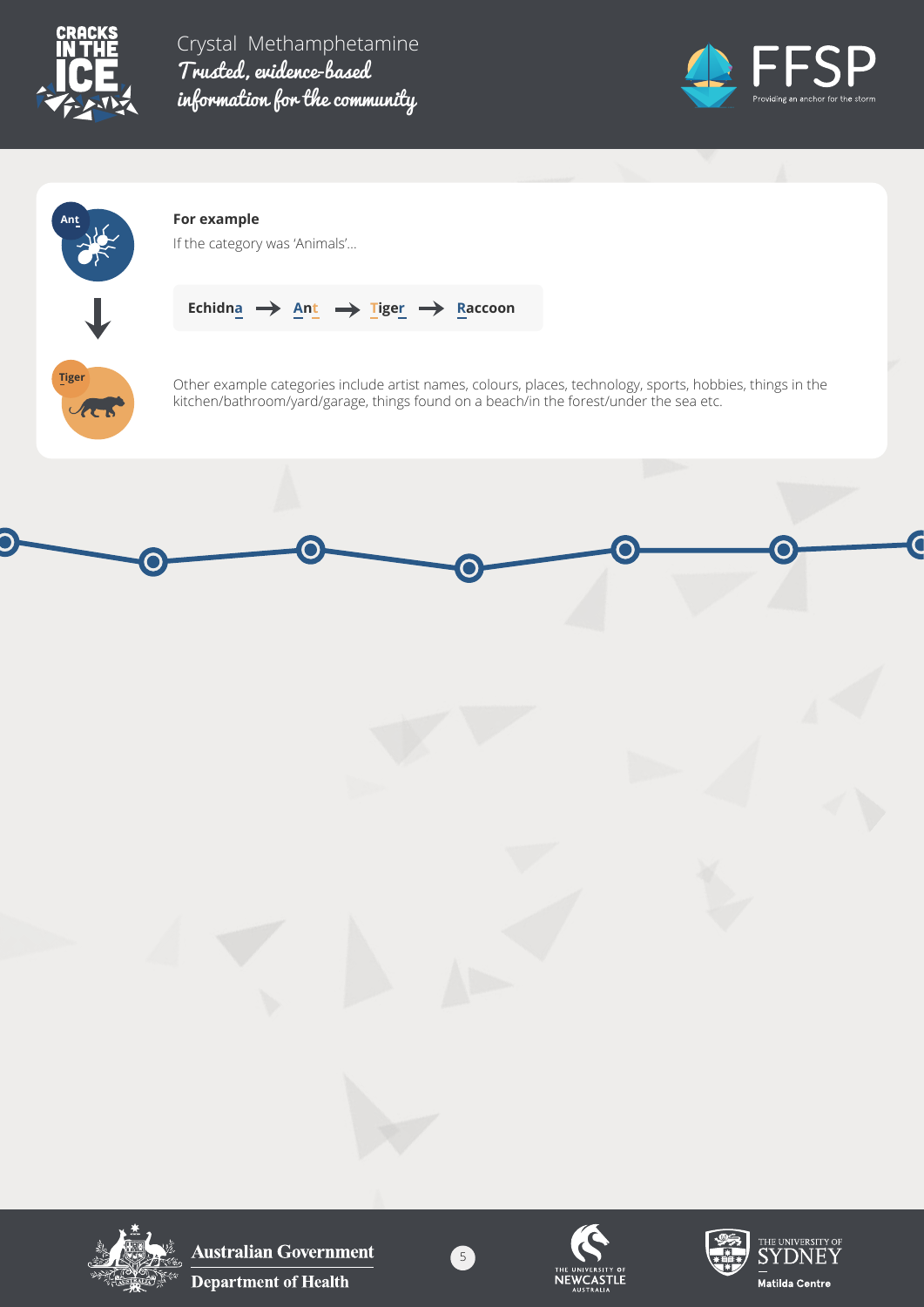**For example**

If the category was 'Animals'...

Echidna → Ant → Tiger → Raccoon

Other example categories include artist names, colours, places, technology, sports, hobbies, things in the kitchen/bathroom/yard/garage, things found on a beach/in the forest/under the sea etc.